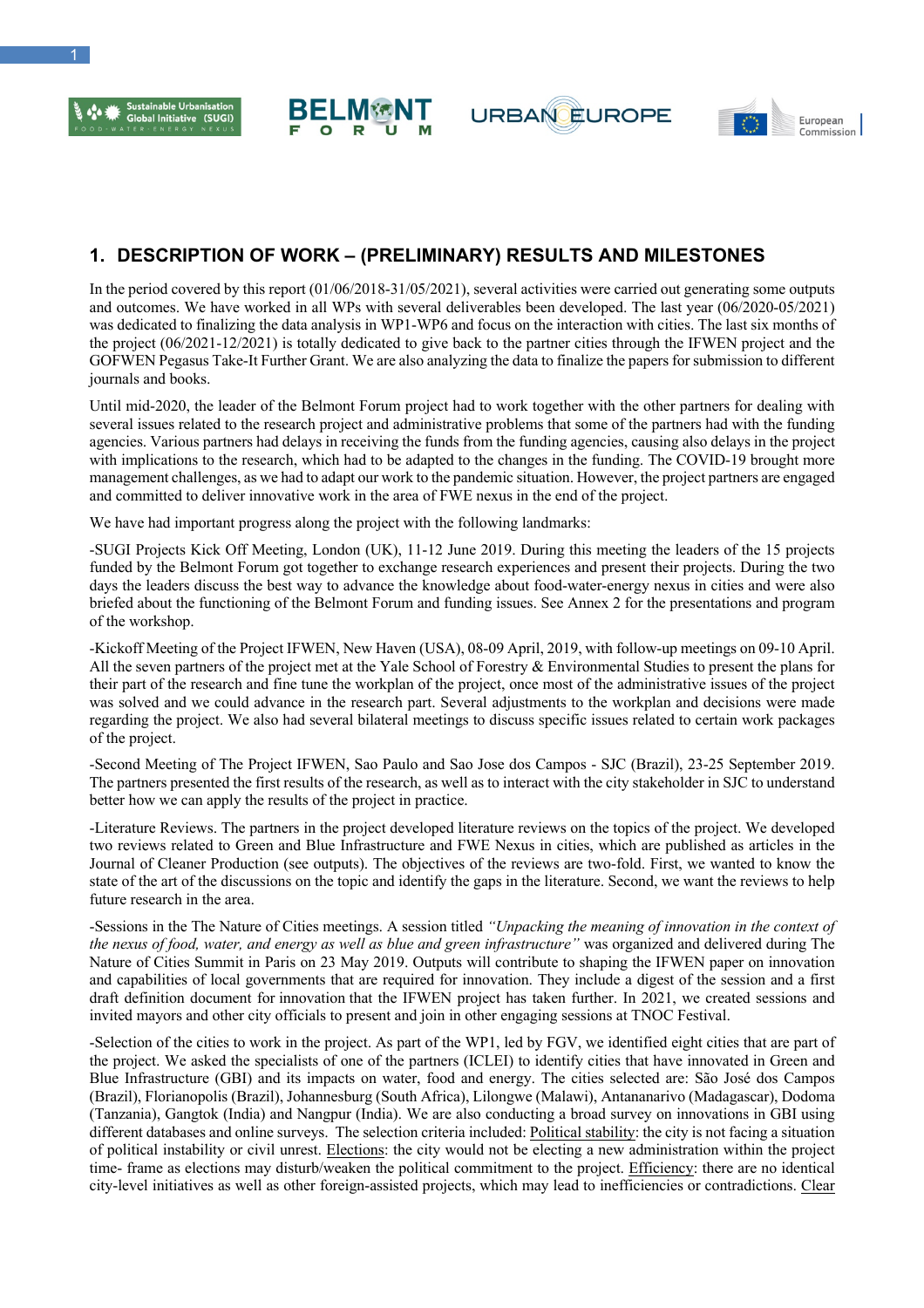## 1. DESCRIPTION OF WORK – (PRELIMINARY) RESULTS AND MILESTONES

In the period covered by this report (01/06/2018-31/05/2021), several activities were carried out generating some outputs and outcomes. We have worked in all WPs with several deliverables been developed. The last year (06/2020-05/2021) was dedicated to finalizing the data analysis in WP1-WP6 and focus on the interaction with cities. The last six months of the project (06/2021-12/2021) is totally dedicated to give back to the partner cities through the IFWEN project and the GOFWEN Pegasus Take-It Further Grant. We are also analyzing the data to finalize the papers for submission to different journals and books.

Until mid-2020, the leader of the Belmont Forum project had to work together with the other partners for dealing with several issues related to the research project and administrative problems that some of the partners had with the funding agencies. Various partners had delays in receiving the funds from the funding agencies, causing also delays in the project with implications to the research, which had to be adapted to the changes in the funding. The COVID-19 brought more management challenges, as we had to adapt our work to the pandemic situation. However, the project partners are engaged and committed to deliver innovative work in the area of FWE nexus in the end of the project.

We have had important progress along the project with the following landmarks:

-SUGI Projects Kick Off Meeting, London (UK), 11-12 June 2019. During this meeting the leaders of the 15 projects funded by the Belmont Forum got together to exchange research experiences and present their projects. During the two days the leaders discuss the best way to advance the knowledge about food-water-energy nexus in cities and were also briefed about the functioning of the Belmont Forum and funding issues. See Annex 2 for the presentations and program of the workshop.

-Kickoff Meeting of the Project IFWEN, New Haven (USA), 08-09 April, 2019, with follow-up meetings on 09-10 April. All the seven partners of the project met at the Yale School of Forestry & Environmental Studies to present the plans for their part of the research and fine tune the workplan of the project, once most of the administrative issues of the project was solved and we could advance in the research part. Several adjustments to the workplan and decisions were made regarding the project. We also had several bilateral meetings to discuss specific issues related to certain work packages of the project.

-Second Meeting of The Project IFWEN, Sao Paulo and Sao Jose dos Campos - SJC (Brazil), 23-25 September 2019. The partners presented the first results of the research, as well as to interact with the city stakeholder in SJC to understand better how we can apply the results of the project in practice.

-Literature Reviews. The partners in the project developed literature reviews on the topics of the project. We developed two reviews related to Green and Blue Infrastructure and FWE Nexus in cities, which are published as articles in the Journal of Cleaner Production (see outputs). The objectives of the reviews are two-fold. First, we wanted to know the state of the art of the discussions on the topic and identify the gaps in the literature. Second, we want the reviews to help future research in the area.

-Sessions in the The Nature of Cities meetings. A session titled *"Unpacking the meaning of innovation in the context of the nexus of food, water, and energy as well as blue and green infrastructure"* was organized and delivered during The Nature of Cities Summit in Paris on 23 May 2019. Outputs will contribute to shaping the IFWEN paper on innovation and capabilities of local governments that are required for innovation. They include a digest of the session and a first draft definition document for innovation that the IFWEN project has taken further. In 2021, we created sessions and invited mayors and other city officials to present and join in other engaging sessions at TNOC Festival.

-Selection of the cities to work in the project. As part of the WP1, led by FGV, we identified eight cities that are part of the project. We asked the specialists of one of the partners (ICLEI) to identify cities that have innovated in Green and Blue Infrastructure (GBI) and its impacts on water, food and energy. The cities selected are: São José dos Campos (Brazil), Florianopolis (Brazil), Johannesburg (South Africa), Lilongwe (Malawi), Antananarivo (Madagascar), Dodoma (Tanzania), Gangtok (India) and Nangpur (India). We are also conducting a broad survey on innovations in GBI using different databases and online surveys. The selection criteria included: <u>Political stability</u>: the city is not facing a situation of political instability or civil unrest. <u>Elections</u>: the city would not be electing a new administration within the project time- frame as elections may disturb/weaken the political commitment to the project. <u>Efficiency</u>: there are no identical city-level initiatives as well as other foreign-assisted projects, which may lead to inefficiencies or contradictions. <u>Clear</u>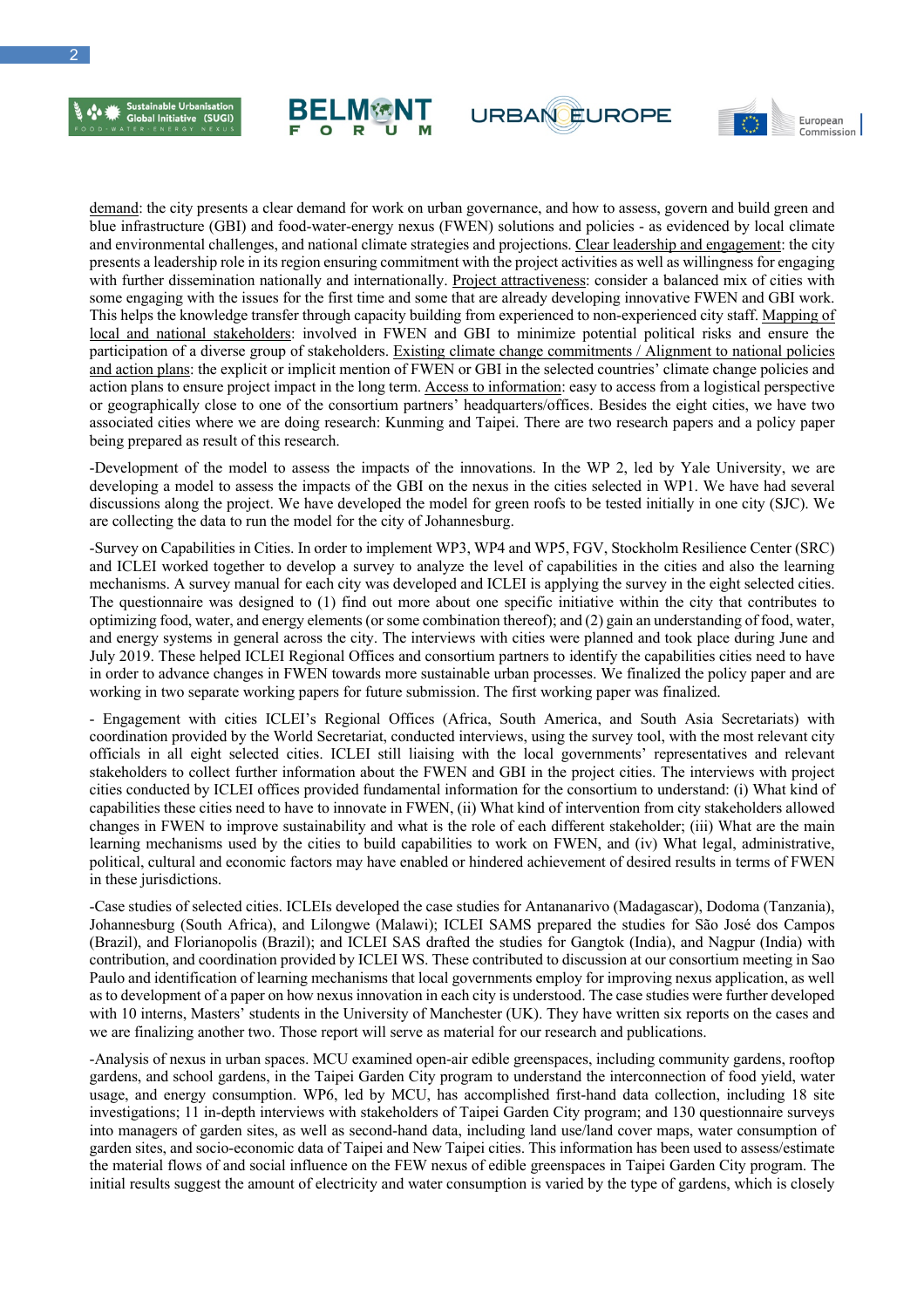demand: the city presents a clear demand for work on urban governance, and how to assess, govern and build green and blue infrastructure (GBI) and food-water-energy nexus (FWEN) solutions and policies - as evidenced by local climate and environmental challenges, and national climate strategies and projections. Clear leadership and engagement: the city presents a leadership role in its region ensuring commitment with the project activities as well as willingness for engaging with further dissemination nationally and internationally. Project attractiveness: consider a balanced mix of cities with some engaging with the issues for the first time and some that are already developing innovative FWEN and GBI work. This helps the knowledge transfer through capacity building from experienced to non-experienced city staff. Mapping of local and national stakeholders: involved in FWEN and GBI to minimize potential political risks and ensure the participation of a diverse group of stakeholders. Existing climate change commitments / Alignment to national policies and action plans: the explicit or implicit mention of FWEN or GBI in the selected countries' climate change policies and action plans to ensure project impact in the long term. Access to information: easy to access from a logistical perspective or geographically close to one of the consortium partners' headquarters/offices. Besides the eight cities, we have two associated cities where we are doing research: Kunming and Taipei. There are two research papers and a policy paper being prepared as result of this research.

-Development of the model to assess the impacts of the innovations. In the WP 2, led by Yale University, we are developing a model to assess the impacts of the GBI on the nexus in the cities selected in WP1. We have had several discussions along the project. We have developed the model for green roofs to be tested initially in one city (SJC). We are collecting the data to run the model for the city of Johannesburg.

-Survey on Capabilities in Cities. In order to implement WP3, WP4 and WP5, FGV, Stockholm Resilience Center (SRC) and ICLEI worked together to develop a survey to analyze the level of capabilities in the cities and also the learning mechanisms. A survey manual for each city was developed and ICLEI is applying the survey in the eight selected cities. The questionnaire was designed to (1) find out more about one specific initiative within the city that contributes to optimizing food, water, and energy elements (or some combination thereof); and (2) gain an understanding of food, water, and energy systems in general across the city. The interviews with cities were planned and took place during June and July 2019. These helped ICLEI Regional Offices and consortium partners to identify the capabilities cities need to have in order to advance changes in FWEN towards more sustainable urban processes. We finalized the policy paper and are working in two separate working papers for future submission. The first working paper was finalized.

- Engagement with cities ICLEI's Regional Offices (Africa, South America, and South Asia Secretariats) with coordination provided by the World Secretariat, conducted interviews, using the survey tool, with the most relevant city officials in all eight selected cities. ICLEI still liaising with the local governments' representatives and relevant stakeholders to collect further information about the FWEN and GBI in the project cities. The interviews with project cities conducted by ICLEI offices provided fundamental information for the consortium to understand: (i) What kind of capabilities these cities need to have to innovate in FWEN, (ii) What kind of intervention from city stakeholders allowed changes in FWEN to improve sustainability and what is the role of each different stakeholder; (iii) What are the main learning mechanisms used by the cities to build capabilities to work on FWEN, and (iv) What legal, administrative, political, cultural and economic factors may have enabled or hindered achievement of desired results in terms of FWEN in these jurisdictions.

-Case studies of selected cities. ICLEIs developed the case studies for Antananarivo (Madagascar), Dodoma (Tanzania), Johannesburg (South Africa), and Lilongwe (Malawi); ICLEI SAMS prepared the studies for São José dos Campos (Brazil), and Florianopolis (Brazil); and ICLEI SAS drafted the studies for Gangtok (India), and Nagpur (India) with contribution, and coordination provided by ICLEI WS. These contributed to discussion at our consortium meeting in Sao Paulo and identification of learning mechanisms that local governments employ for improving nexus application, as well as to development of a paper on how nexus innovation in each city is understood. The case studies were further developed with 10 interns, Masters' students in the University of Manchester (UK). They have written six reports on the cases and we are finalizing another two. Those report will serve as material for our research and publications.

-Analysis of nexus in urban spaces. MCU examined open-air edible greenspaces, including community gardens, rooftop gardens, and school gardens, in the Taipei Garden City program to understand the interconnection of food yield, water usage, and energy consumption. WP6, led by MCU, has accomplished first-hand data collection, including 18 site investigations; 11 in-depth interviews with stakeholders of Taipei Garden City program; and 130 questionnaire surveys into managers of garden sites, as well as second-hand data, including land use/land cover maps, water consumption of garden sites, and socio-economic data of Taipei and New Taipei cities. This information has been used to assess/estimate the material flows of and social influence on the FEW nexus of edible greenspaces in Taipei Garden City program. The initial results suggest the amount of electricity and water consumption is varied by the type of gardens, which is closely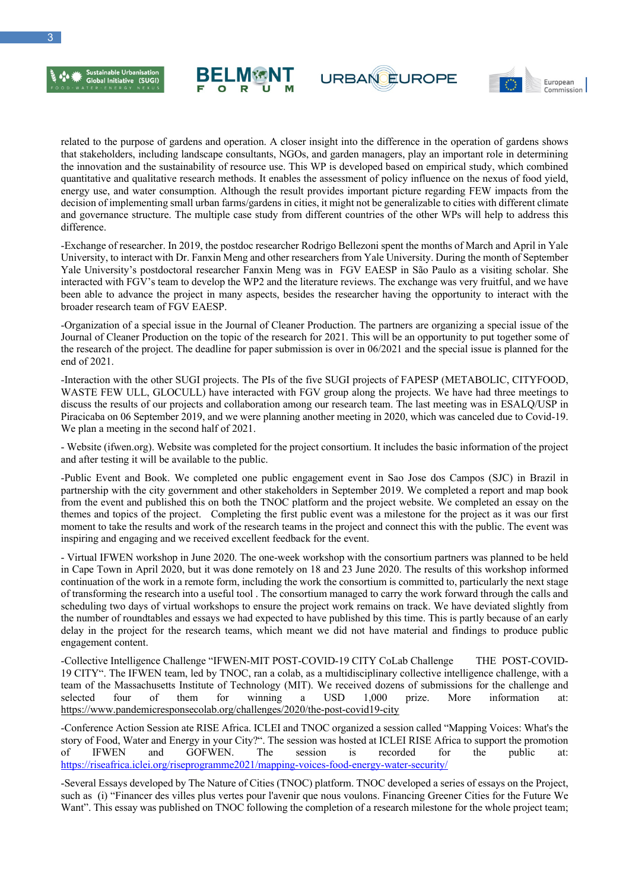related to the purpose of gardens and operation. A closer insight into the difference in the operation of gardens shows that stakeholders, including landscape consultants, NGOs, and garden managers, play an important role in determining the innovation and the sustainability of resource use. This WP is developed based on empirical study, which combined quantitative and qualitative research methods. It enables the assessment of policy influence on the nexus of food yield, energy use, and water consumption. Although the result provides important picture regarding FEW impacts from the decision of implementing small urban farms/gardens in cities, it might not be generalizable to cities with different climate and governance structure. The multiple case study from different countries of the other WPs will help to address this difference.

-Exchange of researcher. In 2019, the postdoc researcher Rodrigo Bellezoni spent the months of March and April in Yale University, to interact with Dr. Fanxin Meng and other researchers from Yale University. During the month of September Yale University's postdoctoral researcher Fanxin Meng was in FGV EAESP in São Paulo as a visiting scholar. She interacted with FGV's team to develop the WP2 and the literature reviews. The exchange was very fruitful, and we have been able to advance the project in many aspects, besides the researcher having the opportunity to interact with the broader research team of FGV EAESP.

-Organization of a special issue in the Journal of Cleaner Production. The partners are organizing a special issue of the Journal of Cleaner Production on the topic of the research for 2021. This will be an opportunity to put together some of the research of the project. The deadline for paper submission is over in 06/2021 and the special issue is planned for the end of 2021.

-Interaction with the other SUGI projects. The PIs of the five SUGI projects of FAPESP (METABOLIC, CITYFOOD, WASTE FEW ULL, GLOCULL) have interacted with FGV group along the projects. We have had three meetings to discuss the results of our projects and collaboration among our research team. The last meeting was in ESALQ/USP in Piracicaba on 06 September 2019, and we were planning another meeting in 2020, which was canceled due to Covid-19. We plan a meeting in the second half of 2021.

- Website (ifwen.org). Website was completed for the project consortium. It includes the basic information of the project and after testing it will be available to the public.

-Public Event and Book. We completed one public engagement event in Sao Jose dos Campos (SJC) in Brazil in partnership with the city government and other stakeholders in September 2019. We completed a report and map book from the event and published this on both the TNOC platform and the project website. We completed an essay on the themes and topics of the project. Completing the first public event was a milestone for the project as it was our first moment to take the results and work of the research teams in the project and connect this with the public. The event was inspiring and engaging and we received excellent feedback for the event.

- Virtual IFWEN workshop in June 2020. The one-week workshop with the consortium partners was planned to be held in Cape Town in April 2020, but it was done remotely on 18 and 23 June 2020. The results of this workshop informed continuation of the work in a remote form, including the work the consortium is committed to, particularly the next stage of transforming the research into a useful tool . The consortium managed to carry the work forward through the calls and scheduling two days of virtual workshops to ensure the project work remains on track. We have deviated slightly from the number of roundtables and essays we had expected to have published by this time. This is partly because of an early delay in the project for the research teams, which meant we did not have material and findings to produce public engagement content.

-Collective Intelligence Challenge "IFWEN-MIT POST-COVID-19 CITY CoLab Challenge THE POST-COVID-19 CITY". The IFWEN team, led by TNOC, ran a colab, as a multidisciplinary collective intelligence challenge, with a team of the Massachusetts Institute of Technology (MIT). We received dozens of submissions for the challenge and selected four of them for winning a USD 1,000 prize. More information at: https://www.pandemicresponsecolab.org/challenges/2020/the-post-covid19-city

-Conference Action Session ate RISE Africa. ICLEI and TNOC organized a session called "Mapping Voices: What's the story of Food, Water and Energy in your City?". The session was hosted at ICLEI RISE Africa to support the promotion of IFWEN and GOFWEN. The session is recorded for the public at: https://riseafrica.iclei.org/riseprogramme2021/mapping-voices-food-energy-water-security/

-Several Essays developed by The Nature of Cities (TNOC) platform. TNOC developed a series of essays on the Project, such as (i) "Financer des villes plus vertes pour l'avenir que nous voulons. Financing Greener Cities for the Future We Want". This essay was published on TNOC following the completion of a research milestone for the whole project team;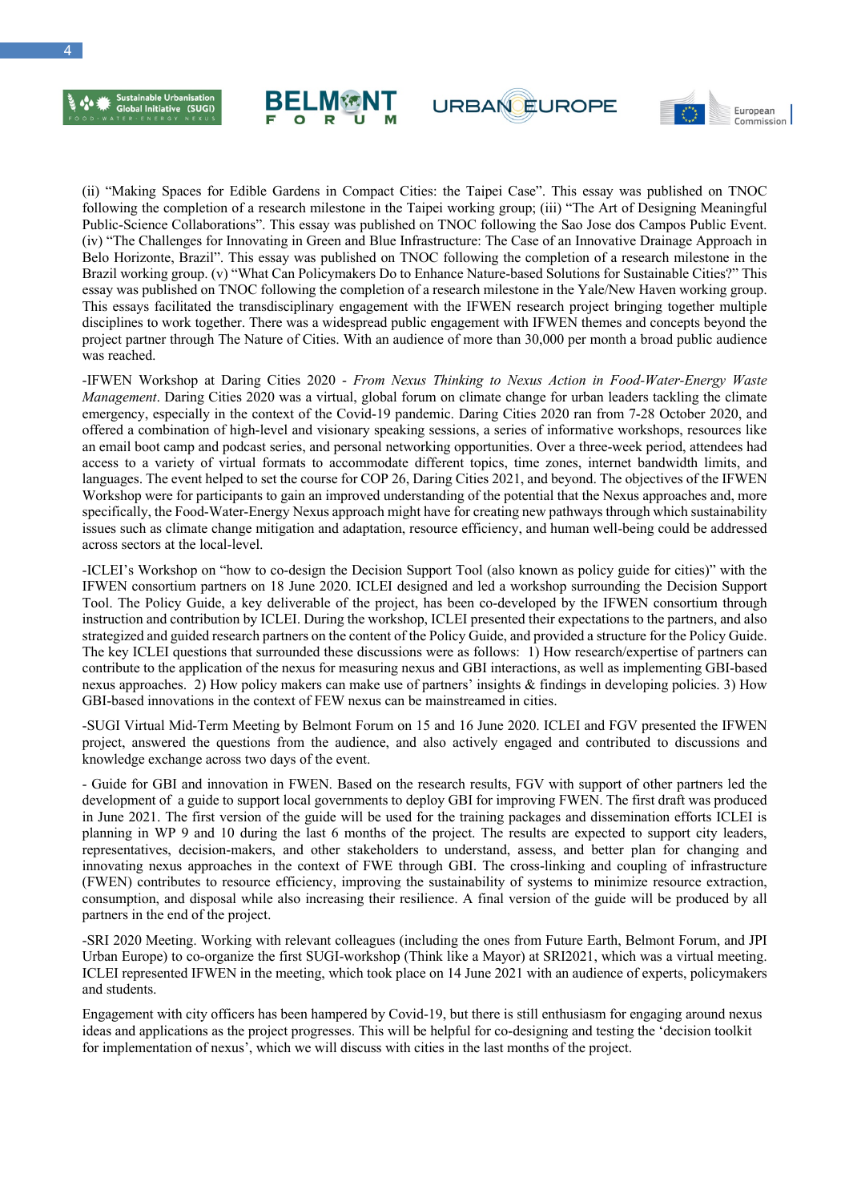(ii) “Making Spaces for Edible Gardens in Compact Cities: the Taipei Case”. This essay was published on TNOC following the completion of a research milestone in the Taipei working group; (iii) “The Art of Designing Meaningful Public-Science Collaborations”. This essay was published on TNOC following the Sao Jose dos Campos Public Event. (iv) “The Challenges for Innovating in Green and Blue Infrastructure: The Case of an Innovative Drainage Approach in Belo Horizonte, Brazil”. This essay was published on TNOC following the completion of a research milestone in the Brazil working group. (v) “What Can Policymakers Do to Enhance Nature-based Solutions for Sustainable Cities?” This essay was published on TNOC following the completion of a research milestone in the Yale/New Haven working group. This essays facilitated the transdisciplinary engagement with the IFWEN research project bringing together multiple disciplines to work together. There was a widespread public engagement with IFWEN themes and concepts beyond the project partner through The Nature of Cities. With an audience of more than 30,000 per month a broad public audience was reached.

-IFWEN Workshop at Daring Cities 2020 - *From Nexus Thinking to Nexus Action in Food-Water-Energy Waste Management*. Daring Cities 2020 was a virtual, global forum on climate change for urban leaders tackling the climate emergency, especially in the context of the Covid-19 pandemic. Daring Cities 2020 ran from 7-28 October 2020, and offered a combination of high-level and visionary speaking sessions, a series of informative workshops, resources like an email boot camp and podcast series, and personal networking opportunities. Over a three-week period, attendees had access to a variety of virtual formats to accommodate different topics, time zones, internet bandwidth limits, and languages. The event helped to set the course for COP 26, Daring Cities 2021, and beyond. The objectives of the IFWEN Workshop were for participants to gain an improved understanding of the potential that the Nexus approaches and, more specifically, the Food-Water-Energy Nexus approach might have for creating new pathways through which sustainability issues such as climate change mitigation and adaptation, resource efficiency, and human well-being could be addressed across sectors at the local-level.

-ICLEI’s Workshop on “how to co-design the Decision Support Tool (also known as policy guide for cities)” with the IFWEN consortium partners on 18 June 2020. ICLEI designed and led a workshop surrounding the Decision Support Tool. The Policy Guide, a key deliverable of the project, has been co-developed by the IFWEN consortium through instruction and contribution by ICLEI. During the workshop, ICLEI presented their expectations to the partners, and also strategized and guided research partners on the content of the Policy Guide, and provided a structure for the Policy Guide. The key ICLEI questions that surrounded these discussions were as follows: 1) How research/expertise of partners can contribute to the application of the nexus for measuring nexus and GBI interactions, as well as implementing GBI-based nexus approaches. 2) How policy makers can make use of partners’ insights & findings in developing policies. 3) How GBI-based innovations in the context of FEW nexus can be mainstreamed in cities.

-SUGI Virtual Mid-Term Meeting by Belmont Forum on 15 and 16 June 2020. ICLEI and FGV presented the IFWEN project, answered the questions from the audience, and also actively engaged and contributed to discussions and knowledge exchange across two days of the event.

- Guide for GBI and innovation in FWEN. Based on the research results, FGV with support of other partners led the development of a guide to support local governments to deploy GBI for improving FWEN. The first draft was produced in June 2021. The first version of the guide will be used for the training packages and dissemination efforts ICLEI is planning in WP 9 and 10 during the last 6 months of the project. The results are expected to support city leaders, representatives, decision-makers, and other stakeholders to understand, assess, and better plan for changing and innovating nexus approaches in the context of FWE through GBI. The cross-linking and coupling of infrastructure (FWEN) contributes to resource efficiency, improving the sustainability of systems to minimize resource extraction, consumption, and disposal while also increasing their resilience. A final version of the guide will be produced by all partners in the end of the project.

-SRI 2020 Meeting. Working with relevant colleagues (including the ones from Future Earth, Belmont Forum, and JPI Urban Europe) to co-organize the first SUGI-workshop (Think like a Mayor) at SRI2021, which was a virtual meeting. ICLEI represented IFWEN in the meeting, which took place on 14 June 2021 with an audience of experts, policymakers and students.

Engagement with city officers has been hampered by Covid-19, but there is still enthusiasm for engaging around nexus ideas and applications as the project progresses. This will be helpful for co-designing and testing the ‘decision toolkit for implementation of nexus’, which we will discuss with cities in the last months of the project.